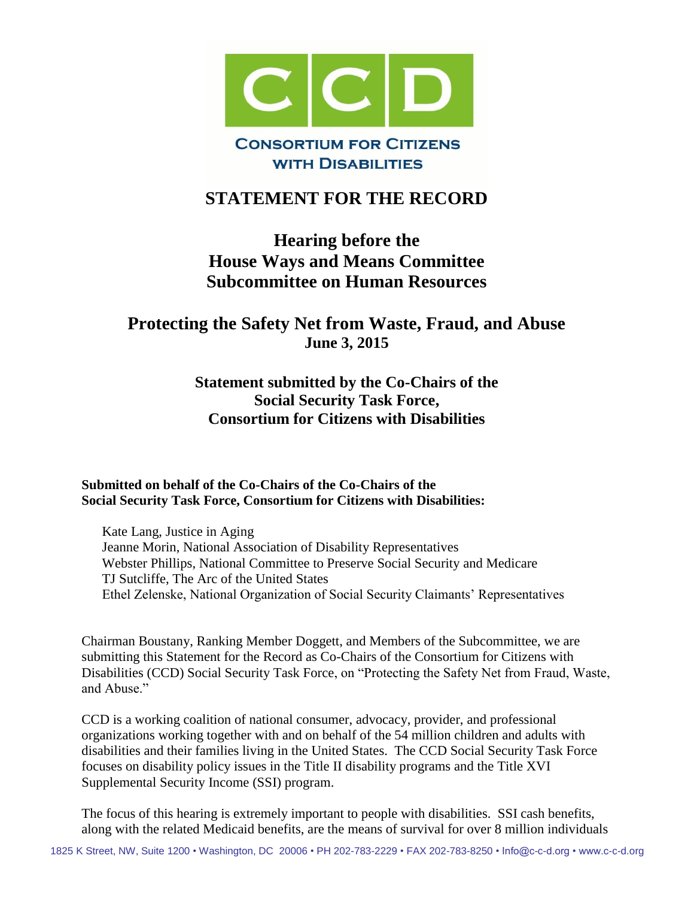# STATEMENT FOR THE RECORD

## Hearing before the House Ways and Means Committee Subcommittee on Human Resources

## Protecting the Safety Net from Waste, Fraud, and Abuse

**June 3, 2015**

### Statement submitted by the Co-Chairs of the Social Security Task Force, Consortium for Citizens with Disabilities

**Submitted on behalf of the Co-Chairs of the Co-Chairs of the Social Security Task Force, Consortium for Citizens with Disabilities:**

Kate Lang, Justice in Aging
Jeanne Morin, National Association of Disability Representatives
Webster Phillips, National Committee to Preserve Social Security and Medicare
TJ Sutcliffe, The Arc of the United States
Ethel Zelenske, National Organization of Social Security Claimants' Representatives

Chairman Boustany, Ranking Member Doggett, and Members of the Subcommittee, we are submitting this Statement for the Record as Co-Chairs of the Consortium for Citizens with Disabilities (CCD) Social Security Task Force, on "Protecting the Safety Net from Fraud, Waste, and Abuse."

CCD is a working coalition of national consumer, advocacy, provider, and professional organizations working together with and on behalf of the 54 million children and adults with disabilities and their families living in the United States. The CCD Social Security Task Force focuses on disability policy issues in the Title II disability programs and the Title XVI Supplemental Security Income (SSI) program.

The focus of this hearing is extremely important to people with disabilities. SSI cash benefits, along with the related Medicaid benefits, are the means of survival for over 8 million individuals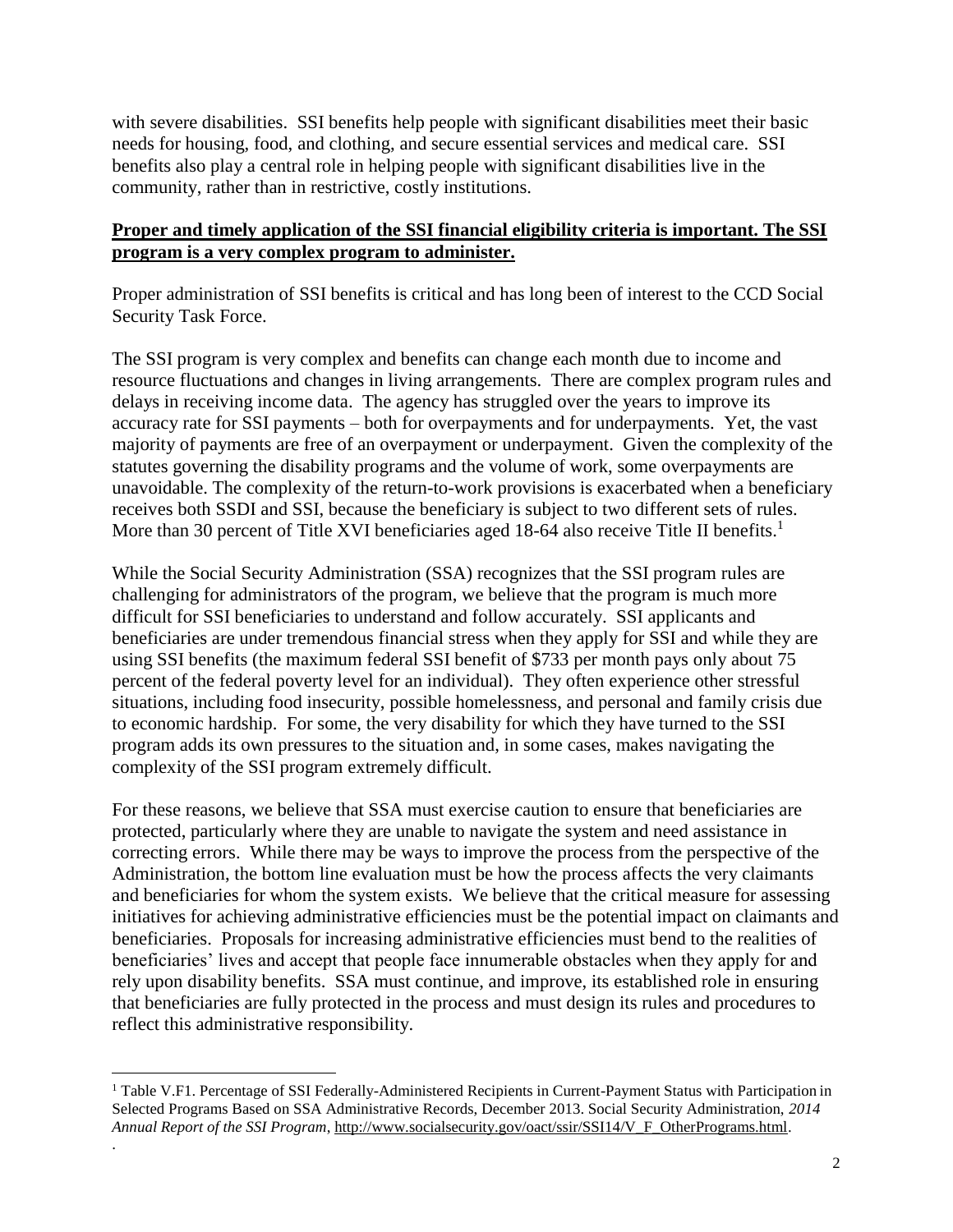with severe disabilities. SSI benefits help people with significant disabilities meet their basic needs for housing, food, and clothing, and secure essential services and medical care. SSI benefits also play a central role in helping people with significant disabilities live in the community, rather than in restrictive, costly institutions.

**Proper and timely application of the SSI financial eligibility criteria is important. The SSI program is a very complex program to administer.**

Proper administration of SSI benefits is critical and has long been of interest to the CCD Social Security Task Force.

The SSI program is very complex and benefits can change each month due to income and resource fluctuations and changes in living arrangements. There are complex program rules and delays in receiving income data. The agency has struggled over the years to improve its accuracy rate for SSI payments – both for overpayments and for underpayments. Yet, the vast majority of payments are free of an overpayment or underpayment. Given the complexity of the statutes governing the disability programs and the volume of work, some overpayments are unavoidable. The complexity of the return-to-work provisions is exacerbated when a beneficiary receives both SSDI and SSI, because the beneficiary is subject to two different sets of rules. More than 30 percent of Title XVI beneficiaries aged 18-64 also receive Title II benefits.[1]

While the Social Security Administration (SSA) recognizes that the SSI program rules are challenging for administrators of the program, we believe that the program is much more difficult for SSI beneficiaries to understand and follow accurately. SSI applicants and beneficiaries are under tremendous financial stress when they apply for SSI and while they are using SSI benefits (the maximum federal SSI benefit of $733 per month pays only about 75 percent of the federal poverty level for an individual). They often experience other stressful situations, including food insecurity, possible homelessness, and personal and family crisis due to economic hardship. For some, the very disability for which they have turned to the SSI program adds its own pressures to the situation and, in some cases, makes navigating the complexity of the SSI program extremely difficult.

For these reasons, we believe that SSA must exercise caution to ensure that beneficiaries are protected, particularly where they are unable to navigate the system and need assistance in correcting errors. While there may be ways to improve the process from the perspective of the Administration, the bottom line evaluation must be how the process affects the very claimants and beneficiaries for whom the system exists. We believe that the critical measure for assessing initiatives for achieving administrative efficiencies must be the potential impact on claimants and beneficiaries. Proposals for increasing administrative efficiencies must bend to the realities of beneficiaries' lives and accept that people face innumerable obstacles when they apply for and rely upon disability benefits. SSA must continue, and improve, its established role in ensuring that beneficiaries are fully protected in the process and must design its rules and procedures to reflect this administrative responsibility.

[1] Table V.F1. Percentage of SSI Federally-Administered Recipients in Current-Payment Status with Participation in Selected Programs Based on SSA Administrative Records, December 2013. Social Security Administration, *2014 Annual Report of the SSI Program*, http://www.socialsecurity.gov/oact/ssir/SSI14/V_F_OtherPrograms.html.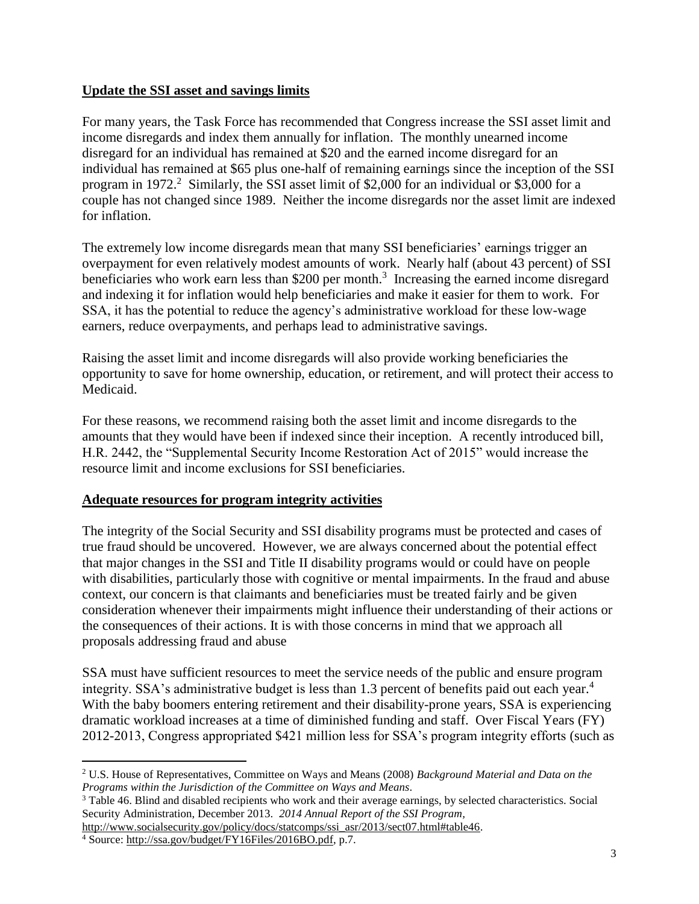## Update the SSI asset and savings limits

For many years, the Task Force has recommended that Congress increase the SSI asset limit and income disregards and index them annually for inflation. The monthly unearned income disregard for an individual has remained at $20 and the earned income disregard for an individual has remained at $65 plus one-half of remaining earnings since the inception of the SSI program in 1972.[2] Similarly, the SSI asset limit of $2,000 for an individual or $3,000 for a couple has not changed since 1989. Neither the income disregards nor the asset limit are indexed for inflation.

The extremely low income disregards mean that many SSI beneficiaries' earnings trigger an overpayment for even relatively modest amounts of work. Nearly half (about 43 percent) of SSI beneficiaries who work earn less than $200 per month.[3] Increasing the earned income disregard and indexing it for inflation would help beneficiaries and make it easier for them to work. For SSA, it has the potential to reduce the agency's administrative workload for these low-wage earners, reduce overpayments, and perhaps lead to administrative savings.

Raising the asset limit and income disregards will also provide working beneficiaries the opportunity to save for home ownership, education, or retirement, and will protect their access to Medicaid.

For these reasons, we recommend raising both the asset limit and income disregards to the amounts that they would have been if indexed since their inception. A recently introduced bill, H.R. 2442, the "Supplemental Security Income Restoration Act of 2015" would increase the resource limit and income exclusions for SSI beneficiaries.

## Adequate resources for program integrity activities

The integrity of the Social Security and SSI disability programs must be protected and cases of true fraud should be uncovered. However, we are always concerned about the potential effect that major changes in the SSI and Title II disability programs would or could have on people with disabilities, particularly those with cognitive or mental impairments. In the fraud and abuse context, our concern is that claimants and beneficiaries must be treated fairly and be given consideration whenever their impairments might influence their understanding of their actions or the consequences of their actions. It is with those concerns in mind that we approach all proposals addressing fraud and abuse

SSA must have sufficient resources to meet the service needs of the public and ensure program integrity. SSA's administrative budget is less than 1.3 percent of benefits paid out each year.[4] With the baby boomers entering retirement and their disability-prone years, SSA is experiencing dramatic workload increases at a time of diminished funding and staff. Over Fiscal Years (FY) 2012-2013, Congress appropriated $421 million less for SSA's program integrity efforts (such as

---

[2] U.S. House of Representatives, Committee on Ways and Means (2008) *Background Material and Data on the Programs within the Jurisdiction of the Committee on Ways and Means*.

[3] Table 46. Blind and disabled recipients who work and their average earnings, by selected characteristics. Social Security Administration, December 2013. *2014 Annual Report of the SSI Program*, http://www.socialsecurity.gov/policy/docs/statcomps/ssi_asr/2013/sect07.html#table46.

[4] Source: http://ssa.gov/budget/FY16Files/2016BO.pdf, p.7.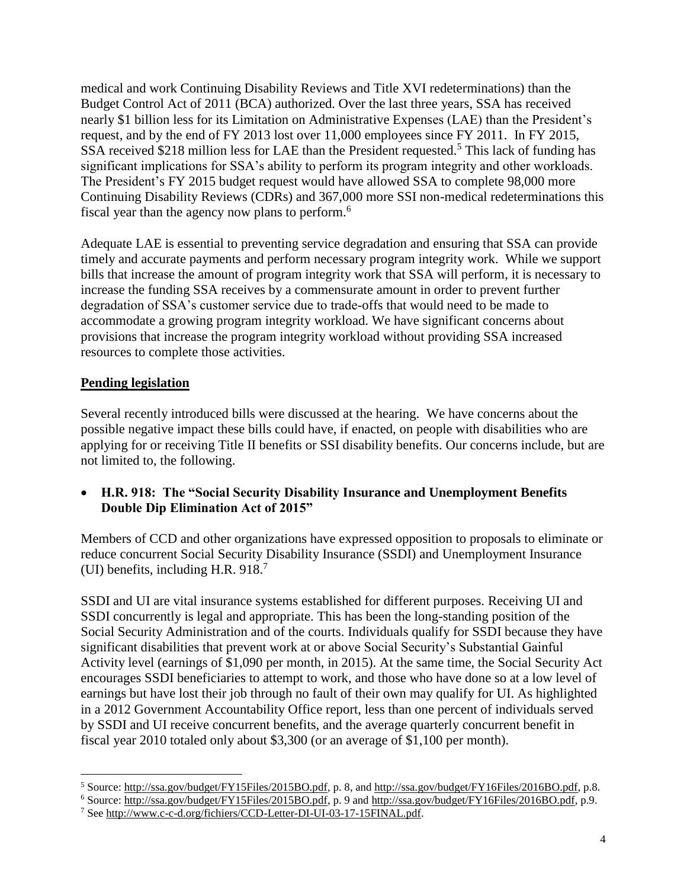medical and work Continuing Disability Reviews and Title XVI redeterminations) than the Budget Control Act of 2011 (BCA) authorized. Over the last three years, SSA has received nearly $1 billion less for its Limitation on Administrative Expenses (LAE) than the President's request, and by the end of FY 2013 lost over 11,000 employees since FY 2011. In FY 2015, SSA received $218 million less for LAE than the President requested.[5] This lack of funding has significant implications for SSA's ability to perform its program integrity and other workloads. The President's FY 2015 budget request would have allowed SSA to complete 98,000 more Continuing Disability Reviews (CDRs) and 367,000 more SSI non-medical redeterminations this fiscal year than the agency now plans to perform.[6]

Adequate LAE is essential to preventing service degradation and ensuring that SSA can provide timely and accurate payments and perform necessary program integrity work. While we support bills that increase the amount of program integrity work that SSA will perform, it is necessary to increase the funding SSA receives by a commensurate amount in order to prevent further degradation of SSA's customer service due to trade-offs that would need to be made to accommodate a growing program integrity workload. We have significant concerns about provisions that increase the program integrity workload without providing SSA increased resources to complete those activities.

**Pending legislation**

Several recently introduced bills were discussed at the hearing. We have concerns about the possible negative impact these bills could have, if enacted, on people with disabilities who are applying for or receiving Title II benefits or SSI disability benefits. Our concerns include, but are not limited to, the following.

- **H.R. 918: The "Social Security Disability Insurance and Unemployment Benefits Double Dip Elimination Act of 2015"**

Members of CCD and other organizations have expressed opposition to proposals to eliminate or reduce concurrent Social Security Disability Insurance (SSDI) and Unemployment Insurance (UI) benefits, including H.R. 918.[7]

SSDI and UI are vital insurance systems established for different purposes. Receiving UI and SSDI concurrently is legal and appropriate. This has been the long-standing position of the Social Security Administration and of the courts. Individuals qualify for SSDI because they have significant disabilities that prevent work at or above Social Security's Substantial Gainful Activity level (earnings of $1,090 per month, in 2015). At the same time, the Social Security Act encourages SSDI beneficiaries to attempt to work, and those who have done so at a low level of earnings but have lost their job through no fault of their own may qualify for UI. As highlighted in a 2012 Government Accountability Office report, less than one percent of individuals served by SSDI and UI receive concurrent benefits, and the average quarterly concurrent benefit in fiscal year 2010 totaled only about $3,300 (or an average of $1,100 per month).

---

[5] Source: http://ssa.gov/budget/FY15Files/2015BO.pdf, p. 8, and http://ssa.gov/budget/FY16Files/2016BO.pdf, p.8.

[6] Source: http://ssa.gov/budget/FY15Files/2015BO.pdf, p. 9 and http://ssa.gov/budget/FY16Files/2016BO.pdf, p.9.

[7] See http://www.c-c-d.org/fichiers/CCD-Letter-DI-UI-03-17-15FINAL.pdf.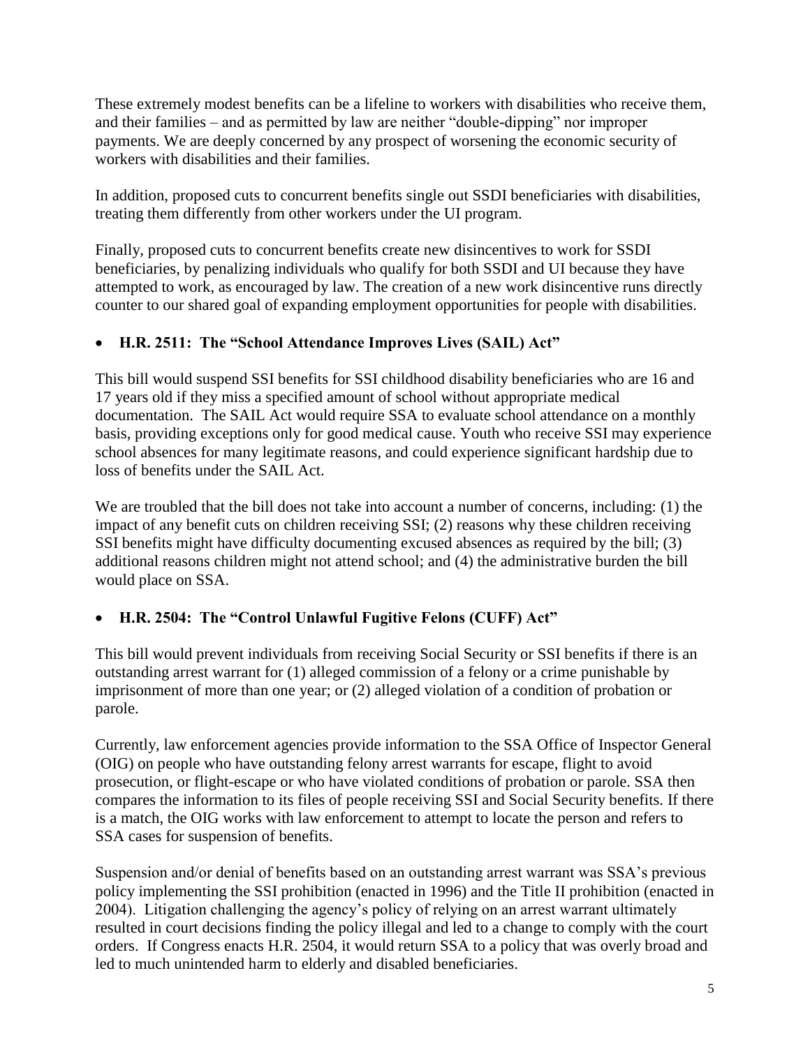These extremely modest benefits can be a lifeline to workers with disabilities who receive them, and their families – and as permitted by law are neither "double-dipping" nor improper payments. We are deeply concerned by any prospect of worsening the economic security of workers with disabilities and their families.

In addition, proposed cuts to concurrent benefits single out SSDI beneficiaries with disabilities, treating them differently from other workers under the UI program.

Finally, proposed cuts to concurrent benefits create new disincentives to work for SSDI beneficiaries, by penalizing individuals who qualify for both SSDI and UI because they have attempted to work, as encouraged by law. The creation of a new work disincentive runs directly counter to our shared goal of expanding employment opportunities for people with disabilities.

- **H.R. 2511: The "School Attendance Improves Lives (SAIL) Act"**

This bill would suspend SSI benefits for SSI childhood disability beneficiaries who are 16 and 17 years old if they miss a specified amount of school without appropriate medical documentation. The SAIL Act would require SSA to evaluate school attendance on a monthly basis, providing exceptions only for good medical cause. Youth who receive SSI may experience school absences for many legitimate reasons, and could experience significant hardship due to loss of benefits under the SAIL Act.

We are troubled that the bill does not take into account a number of concerns, including: (1) the impact of any benefit cuts on children receiving SSI; (2) reasons why these children receiving SSI benefits might have difficulty documenting excused absences as required by the bill; (3) additional reasons children might not attend school; and (4) the administrative burden the bill would place on SSA.

- **H.R. 2504: The "Control Unlawful Fugitive Felons (CUFF) Act"**

This bill would prevent individuals from receiving Social Security or SSI benefits if there is an outstanding arrest warrant for (1) alleged commission of a felony or a crime punishable by imprisonment of more than one year; or (2) alleged violation of a condition of probation or parole.

Currently, law enforcement agencies provide information to the SSA Office of Inspector General (OIG) on people who have outstanding felony arrest warrants for escape, flight to avoid prosecution, or flight-escape or who have violated conditions of probation or parole. SSA then compares the information to its files of people receiving SSI and Social Security benefits. If there is a match, the OIG works with law enforcement to attempt to locate the person and refers to SSA cases for suspension of benefits.

Suspension and/or denial of benefits based on an outstanding arrest warrant was SSA's previous policy implementing the SSI prohibition (enacted in 1996) and the Title II prohibition (enacted in 2004). Litigation challenging the agency's policy of relying on an arrest warrant ultimately resulted in court decisions finding the policy illegal and led to a change to comply with the court orders. If Congress enacts H.R. 2504, it would return SSA to a policy that was overly broad and led to much unintended harm to elderly and disabled beneficiaries.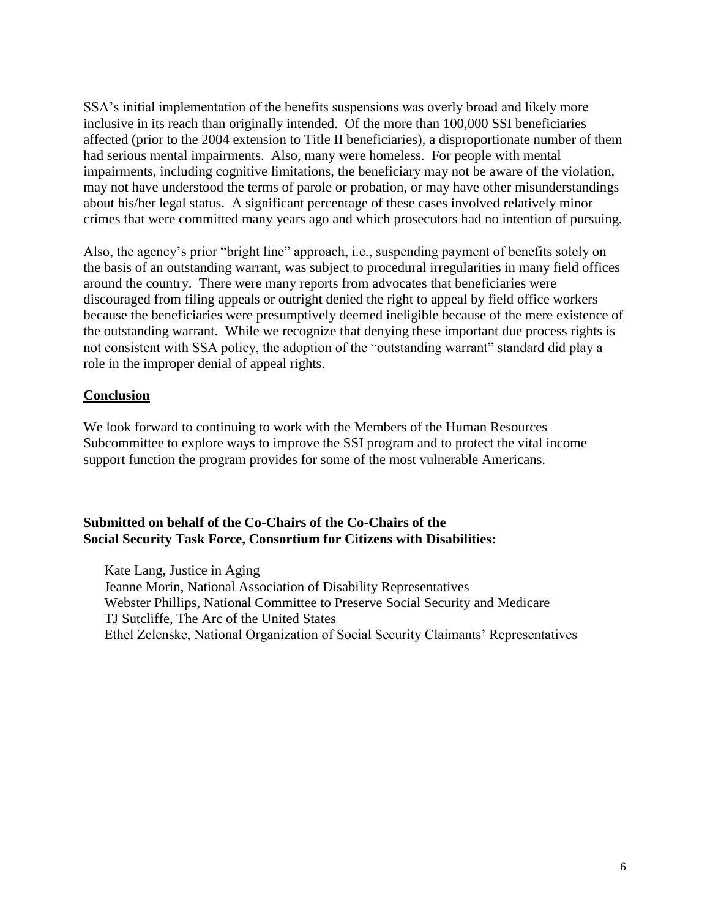SSA's initial implementation of the benefits suspensions was overly broad and likely more inclusive in its reach than originally intended. Of the more than 100,000 SSI beneficiaries affected (prior to the 2004 extension to Title II beneficiaries), a disproportionate number of them had serious mental impairments. Also, many were homeless. For people with mental impairments, including cognitive limitations, the beneficiary may not be aware of the violation, may not have understood the terms of parole or probation, or may have other misunderstandings about his/her legal status. A significant percentage of these cases involved relatively minor crimes that were committed many years ago and which prosecutors had no intention of pursuing.

Also, the agency's prior "bright line" approach, i.e., suspending payment of benefits solely on the basis of an outstanding warrant, was subject to procedural irregularities in many field offices around the country. There were many reports from advocates that beneficiaries were discouraged from filing appeals or outright denied the right to appeal by field office workers because the beneficiaries were presumptively deemed ineligible because of the mere existence of the outstanding warrant. While we recognize that denying these important due process rights is not consistent with SSA policy, the adoption of the "outstanding warrant" standard did play a role in the improper denial of appeal rights.

## Conclusion

We look forward to continuing to work with the Members of the Human Resources Subcommittee to explore ways to improve the SSI program and to protect the vital income support function the program provides for some of the most vulnerable Americans.

**Submitted on behalf of the Co-Chairs of the Co-Chairs of the Social Security Task Force, Consortium for Citizens with Disabilities:**

Kate Lang, Justice in Aging
Jeanne Morin, National Association of Disability Representatives
Webster Phillips, National Committee to Preserve Social Security and Medicare
TJ Sutcliffe, The Arc of the United States
Ethel Zelenske, National Organization of Social Security Claimants' Representatives